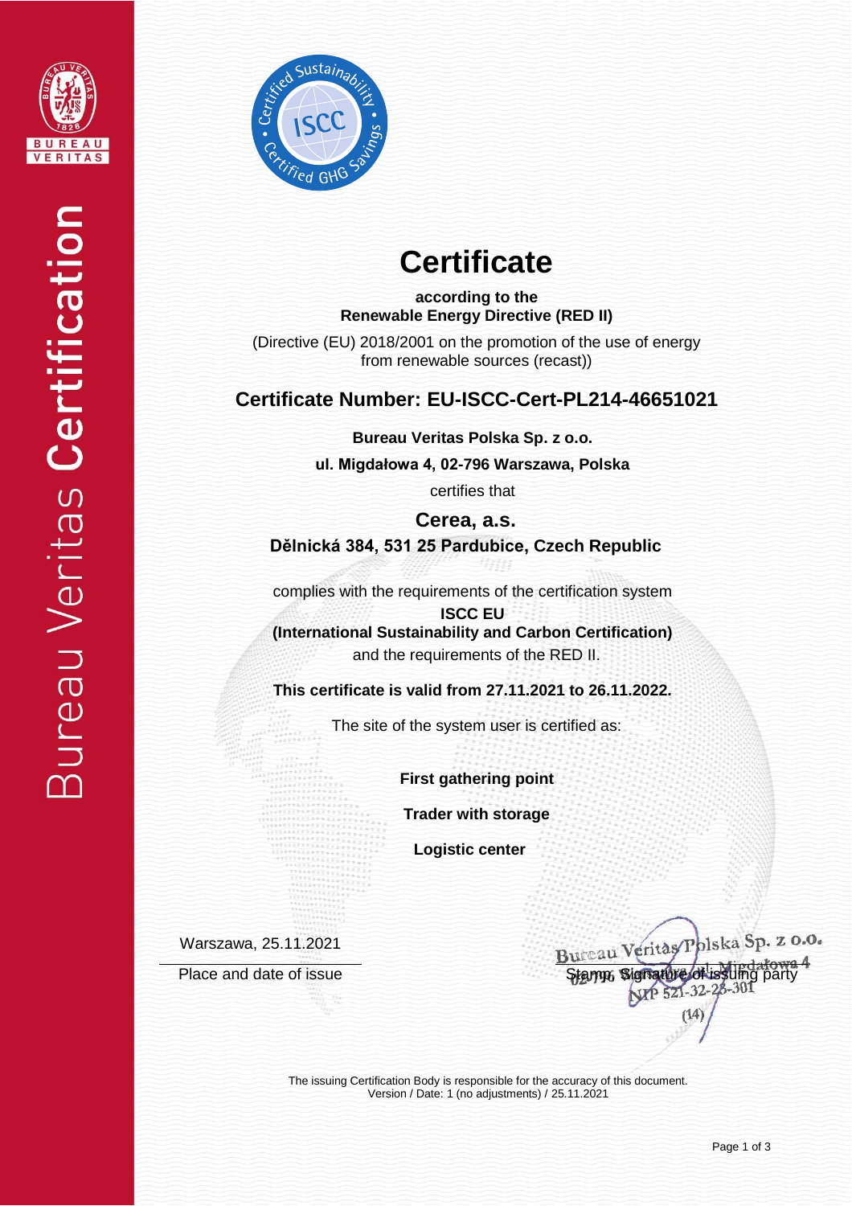# Certificate

**according to the Renewable Energy Directive (RED II)**

(Directive (EU) 2018/2001 on the promotion of the use of energy from renewable sources (recast))

## Certificate Number: EU-ISCC-Cert-PL214-46651021

**Bureau Veritas Polska Sp. z o.o.**

**ul. Migdałowa 4, 02-796 Warszawa, Polska**

certifies that

**Cerea, a.s.**

**Dělnická 384, 531 25 Pardubice, Czech Republic**

complies with the requirements of the certification system

**ISCC EU**

**(International Sustainability and Carbon Certification)**

and the requirements of the RED II.

**This certificate is valid from 27.11.2021 to 26.11.2022.**

The site of the system user is certified as:

**First gathering point**

**Trader with storage**

**Logistic center**

Warszawa, 25.11.2021

Place and date of issue

Bureau Veritas Polska Sp. z o.o. 02-796 Warszawa, ul. Migdałowa 4 NIP 521-32-28-301 (14)

Stamp, Signature of issuing party

The issuing Certification Body is responsible for the accuracy of this document.
Version / Date: 1 (no adjustments) / 25.11.2021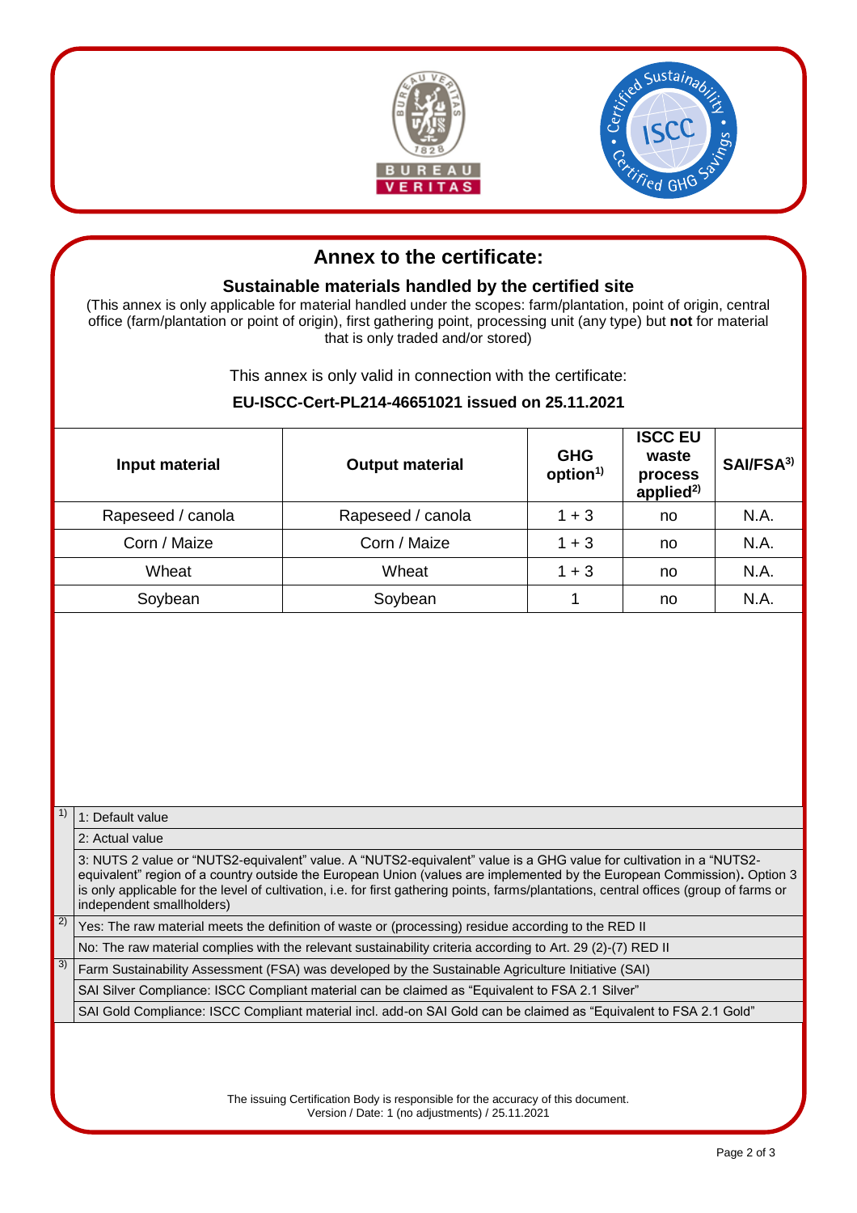# Annex to the certificate:

## Sustainable materials handled by the certified site

(This annex is only applicable for material handled under the scopes: farm/plantation, point of origin, central office (farm/plantation or point of origin), first gathering point, processing unit (any type) but **not** for material that is only traded and/or stored)

This annex is only valid in connection with the certificate:

**EU-ISCC-Cert-PL214-46651021 issued on 25.11.2021**

| Input material | Output material | GHG option[1)] | ISCC EU waste process applied[2)] | SAI/FSA[3)] |
|---|---|---|---|---|
| Rapeseed / canola | Rapeseed / canola | 1 + 3 | no | N.A. |
| Corn / Maize | Corn / Maize | 1 + 3 | no | N.A. |
| Wheat | Wheat | 1 + 3 | no | N.A. |
| Soybean | Soybean | 1 | no | N.A. |

| | |
|---|---|
| 1) | 1: Default value |
| | 2: Actual value |
| | 3: NUTS 2 value or "NUTS2-equivalent" value. A "NUTS2-equivalent" value is a GHG value for cultivation in a "NUTS2-equivalent" region of a country outside the European Union (values are implemented by the European Commission). Option 3 is only applicable for the level of cultivation, i.e. for first gathering points, farms/plantations, central offices (group of farms or independent smallholders) |
| 2) | Yes: The raw material meets the definition of waste or (processing) residue according to the RED II |
| | No: The raw material complies with the relevant sustainability criteria according to Art. 29 (2)-(7) RED II |
| 3) | Farm Sustainability Assessment (FSA) was developed by the Sustainable Agriculture Initiative (SAI) |
| | SAI Silver Compliance: ISCC Compliant material can be claimed as "Equivalent to FSA 2.1 Silver" |
| | SAI Gold Compliance: ISCC Compliant material incl. add-on SAI Gold can be claimed as "Equivalent to FSA 2.1 Gold" |

The issuing Certification Body is responsible for the accuracy of this document.
Version / Date: 1 (no adjustments) / 25.11.2021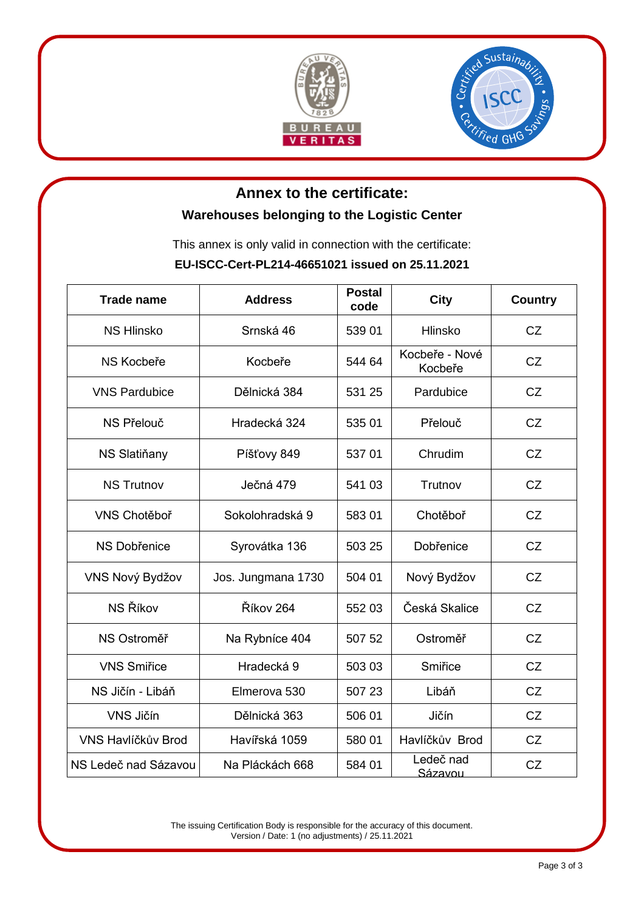# Annex to the certificate:

## Warehouses belonging to the Logistic Center

This annex is only valid in connection with the certificate:

**EU-ISCC-Cert-PL214-46651021 issued on 25.11.2021**

| Trade name | Address | Postal code | City | Country |
|---|---|---|---|---|
| NS Hlinsko | Srnská 46 | 539 01 | Hlinsko | CZ |
| NS Kocbeře | Kocbeře | 544 64 | Kocbeře - Nové Kocbeře | CZ |
| VNS Pardubice | Dělnická 384 | 531 25 | Pardubice | CZ |
| NS Přelouč | Hradecká 324 | 535 01 | Přelouč | CZ |
| NS Slatiňany | Píšťovy 849 | 537 01 | Chrudim | CZ |
| NS Trutnov | Ječná 479 | 541 03 | Trutnov | CZ |
| VNS Chotěboř | Sokolohradská 9 | 583 01 | Chotěboř | CZ |
| NS Dobřenice | Syrovátka 136 | 503 25 | Dobřenice | CZ |
| VNS Nový Bydžov | Jos. Jungmana 1730 | 504 01 | Nový Bydžov | CZ |
| NS Říkov | Říkov 264 | 552 03 | Česká Skalice | CZ |
| NS Ostroměř | Na Rybníce 404 | 507 52 | Ostroměř | CZ |
| VNS Smiřice | Hradecká 9 | 503 03 | Smiřice | CZ |
| NS Jičín - Libáň | Elmerova 530 | 507 23 | Libáň | CZ |
| VNS Jičín | Dělnická 363 | 506 01 | Jičín | CZ |
| VNS Havlíčkův Brod | Havířská 1059 | 580 01 | Havlíčkův Brod | CZ |
| NS Ledeč nad Sázavou | Na Pláckách 668 | 584 01 | Ledeč nad Sázavou | CZ |

The issuing Certification Body is responsible for the accuracy of this document.
Version / Date: 1 (no adjustments) / 25.11.2021